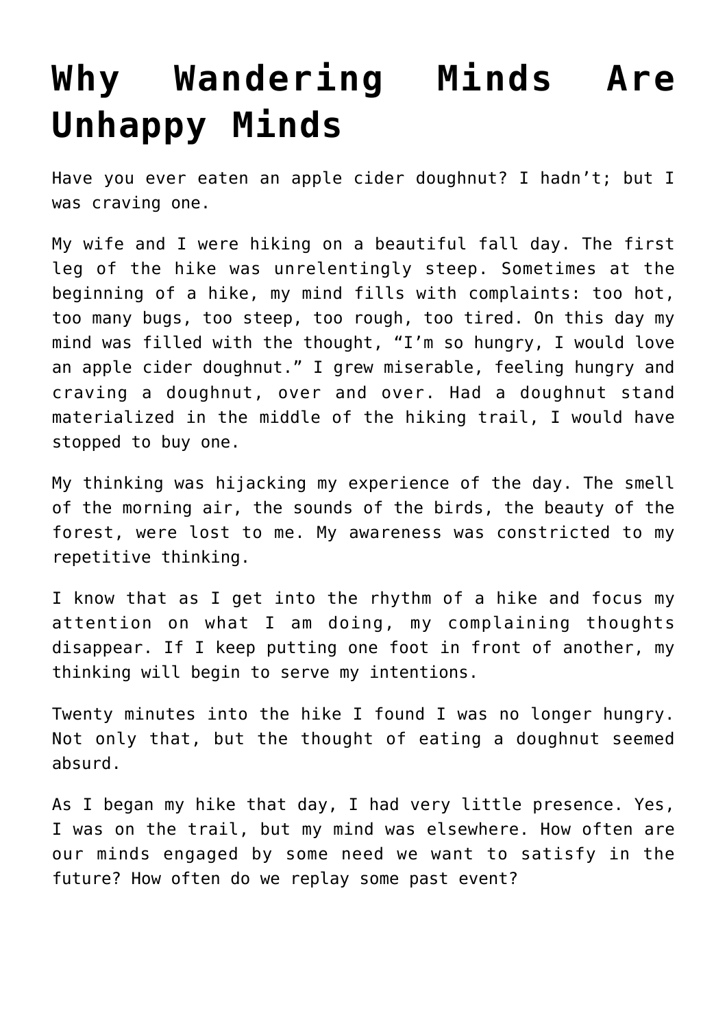# Why Wandering Minds Are Unhappy Minds

Have you ever eaten an apple cider doughnut? I hadn't; but I was craving one.

My wife and I were hiking on a beautiful fall day. The first leg of the hike was unrelentingly steep. Sometimes at the beginning of a hike, my mind fills with complaints: too hot, too many bugs, too steep, too rough, too tired. On this day my mind was filled with the thought, "I'm so hungry, I would love an apple cider doughnut." I grew miserable, feeling hungry and craving a doughnut, over and over. Had a doughnut stand materialized in the middle of the hiking trail, I would have stopped to buy one.

My thinking was hijacking my experience of the day. The smell of the morning air, the sounds of the birds, the beauty of the forest, were lost to me. My awareness was constricted to my repetitive thinking.

I know that as I get into the rhythm of a hike and focus my attention on what I am doing, my complaining thoughts disappear. If I keep putting one foot in front of another, my thinking will begin to serve my intentions.

Twenty minutes into the hike I found I was no longer hungry. Not only that, but the thought of eating a doughnut seemed absurd.

As I began my hike that day, I had very little presence. Yes, I was on the trail, but my mind was elsewhere. How often are our minds engaged by some need we want to satisfy in the future? How often do we replay some past event?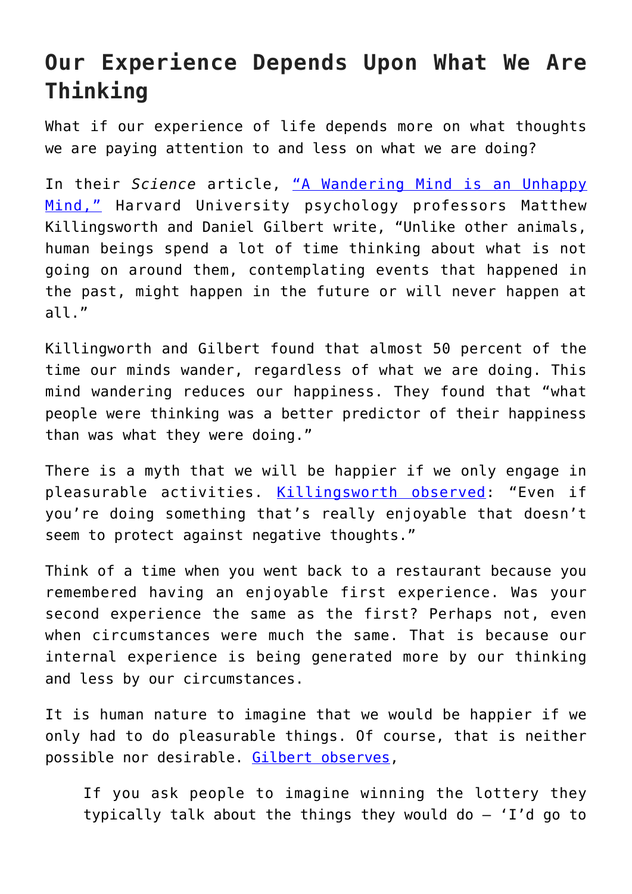## Our Experience Depends Upon What We Are Thinking

What if our experience of life depends more on what thoughts we are paying attention to and less on what we are doing?

In their *Science* article, "A Wandering Mind is an Unhappy Mind," Harvard University psychology professors Matthew Killingsworth and Daniel Gilbert write, "Unlike other animals, human beings spend a lot of time thinking about what is not going on around them, contemplating events that happened in the past, might happen in the future or will never happen at all."

Killingworth and Gilbert found that almost 50 percent of the time our minds wander, regardless of what we are doing. This mind wandering reduces our happiness. They found that "what people were thinking was a better predictor of their happiness than was what they were doing."

There is a myth that we will be happier if we only engage in pleasurable activities. Killingsworth observed: "Even if you're doing something that's really enjoyable that doesn't seem to protect against negative thoughts."

Think of a time when you went back to a restaurant because you remembered having an enjoyable first experience. Was your second experience the same as the first? Perhaps not, even when circumstances were much the same. That is because our internal experience is being generated more by our thinking and less by our circumstances.

It is human nature to imagine that we would be happier if we only had to do pleasurable things. Of course, that is neither possible nor desirable. Gilbert observes,

> If you ask people to imagine winning the lottery they typically talk about the things they would do – 'I'd go to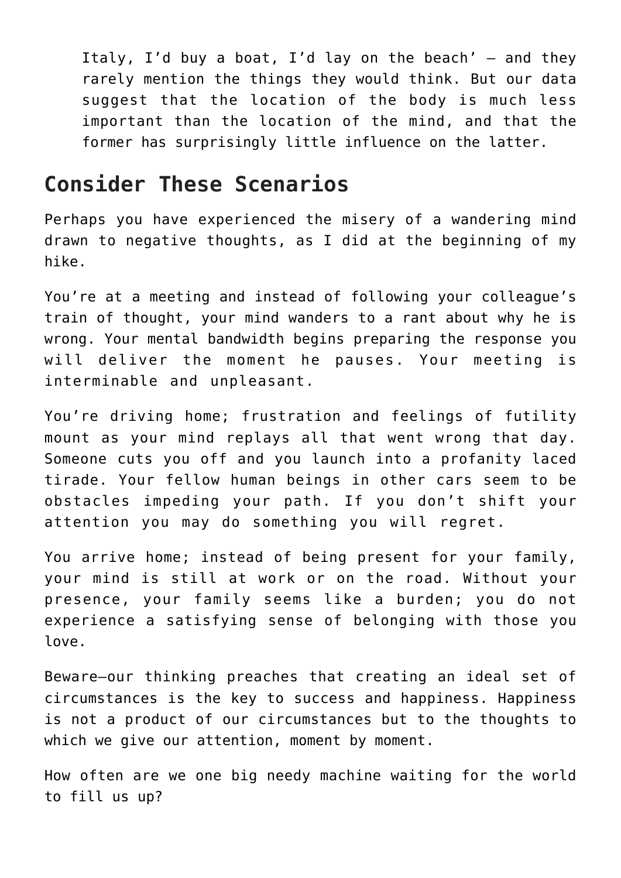> Italy, I'd buy a boat, I'd lay on the beach' — and they rarely mention the things they would think. But our data suggest that the location of the body is much less important than the location of the mind, and that the former has surprisingly little influence on the latter.

## Consider These Scenarios

Perhaps you have experienced the misery of a wandering mind drawn to negative thoughts, as I did at the beginning of my hike.

You're at a meeting and instead of following your colleague's train of thought, your mind wanders to a rant about why he is wrong. Your mental bandwidth begins preparing the response you will deliver the moment he pauses. Your meeting is interminable and unpleasant.

You're driving home; frustration and feelings of futility mount as your mind replays all that went wrong that day. Someone cuts you off and you launch into a profanity laced tirade. Your fellow human beings in other cars seem to be obstacles impeding your path. If you don't shift your attention you may do something you will regret.

You arrive home; instead of being present for your family, your mind is still at work or on the road. Without your presence, your family seems like a burden; you do not experience a satisfying sense of belonging with those you love.

Beware—our thinking preaches that creating an ideal set of circumstances is the key to success and happiness. Happiness is not a product of our circumstances but to the thoughts to which we give our attention, moment by moment.

How often are we one big needy machine waiting for the world to fill us up?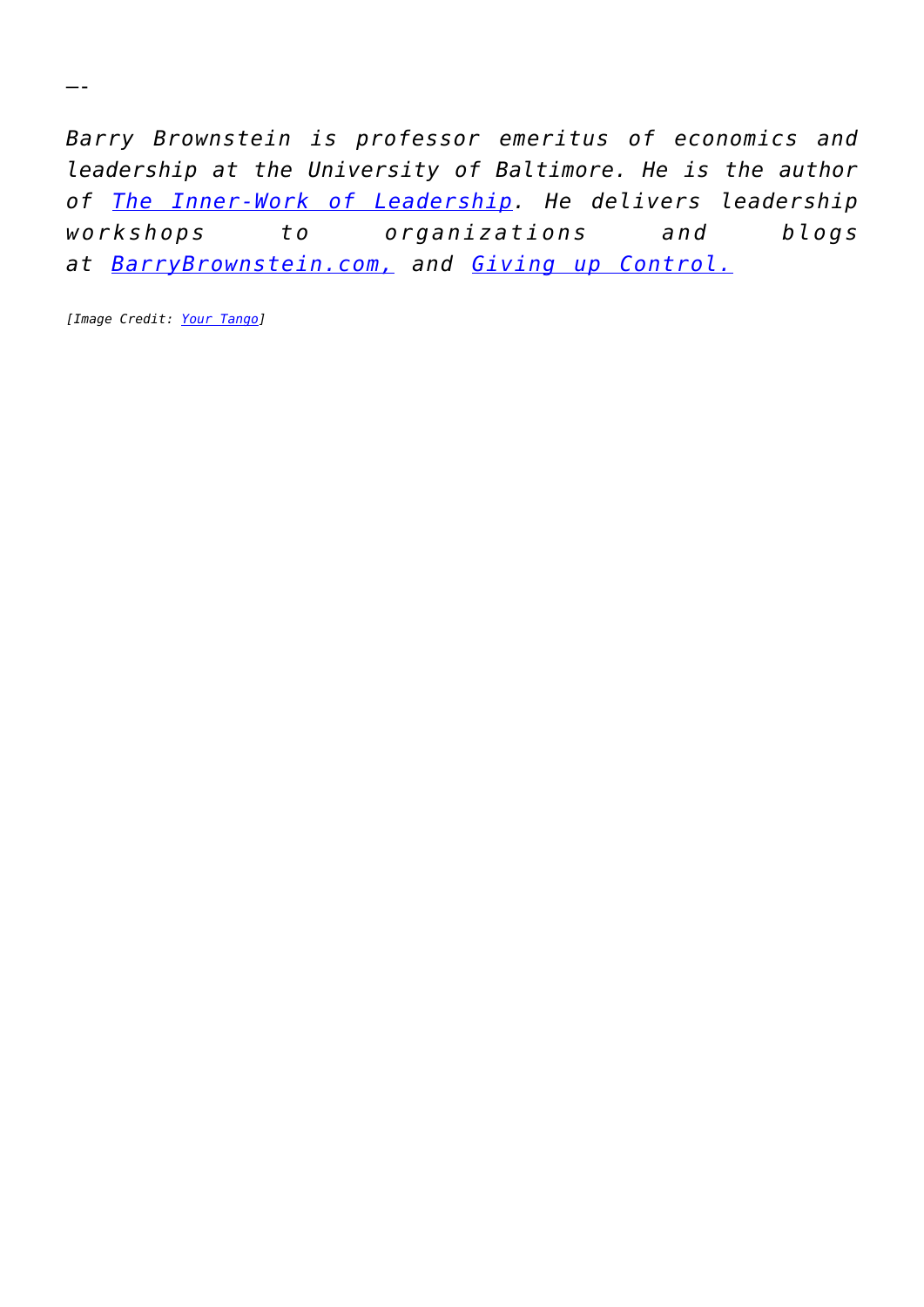—-

*Barry Brownstein is professor emeritus of economics and leadership at the University of Baltimore. He is the author of [The Inner-Work of Leadership](). He delivers leadership workshops to organizations and blogs at [BarryBrownstein.com,]() and [Giving up Control.]()*

*[Image Credit: [Your Tango]()]*